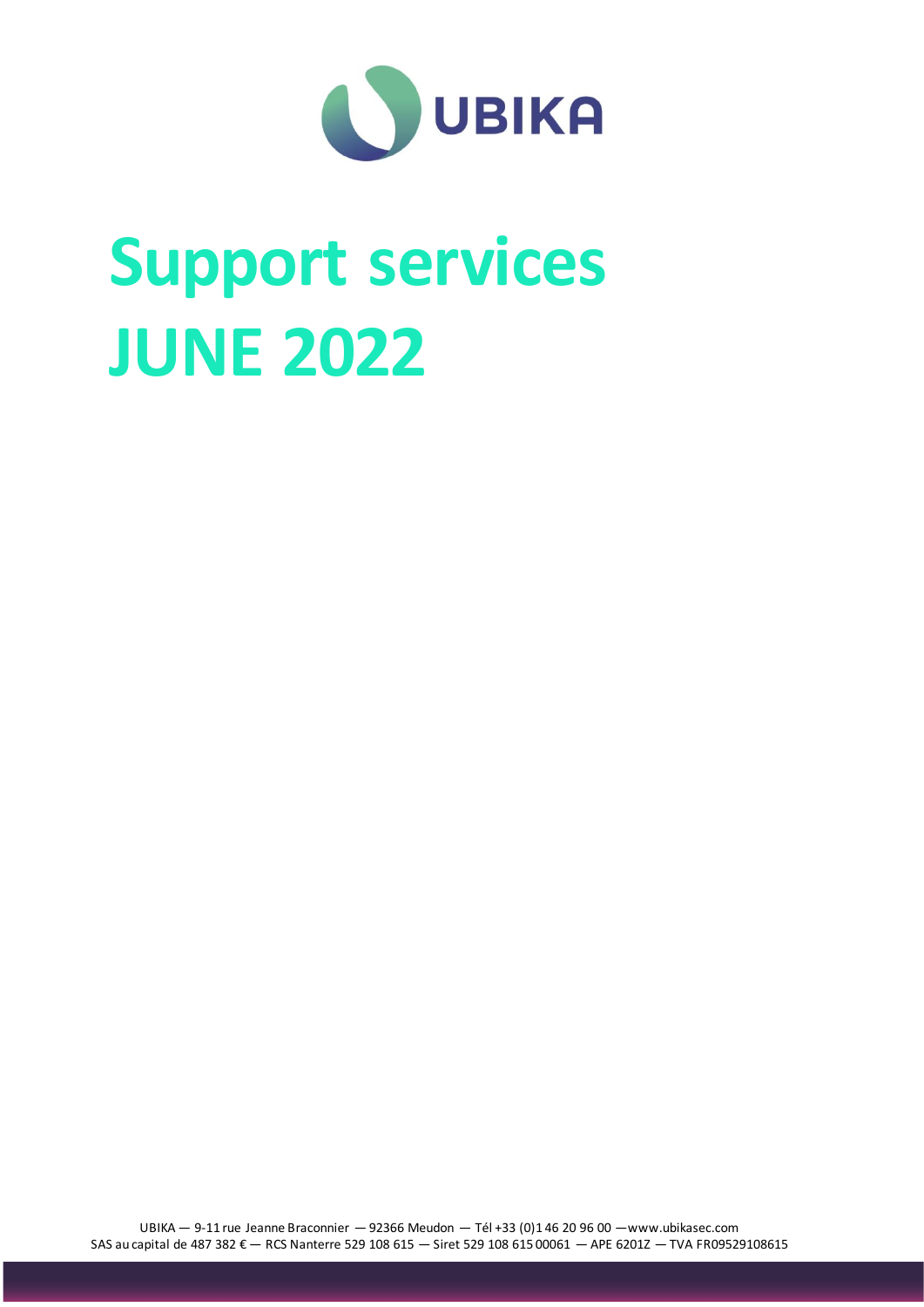# Support services JUNE 2022

UBIKA — 9-11 rue Jeanne Braconnier — 92366 Meudon — Tél +33 (0)1 46 20 96 00 — www.ubikasec.com
SAS au capital de 487 382 € — RCS Nanterre 529 108 615 — Siret 529 108 615 00061 — APE 6201Z — TVA FR09529108615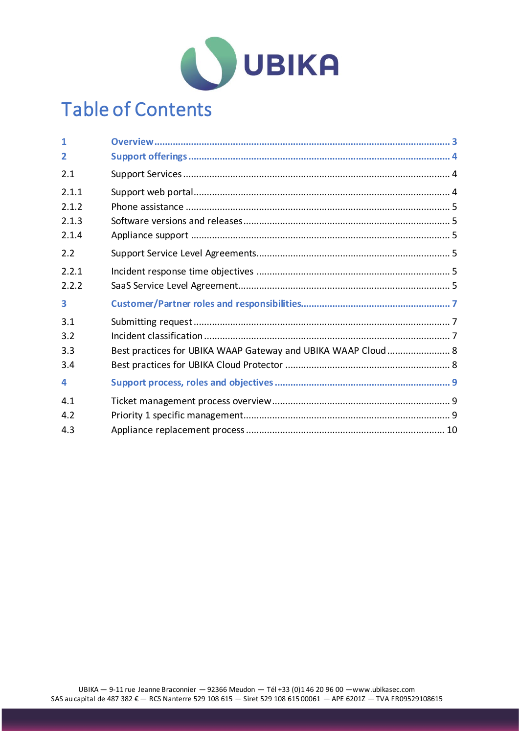# Table of Contents

| | | |
|---|---|---|
| **1** | **Overview** | **3** |
| **2** | **Support offerings** | **4** |
| 2.1 | Support Services | 4 |
| 2.1.1 | Support web portal | 4 |
| 2.1.2 | Phone assistance | 5 |
| 2.1.3 | Software versions and releases | 5 |
| 2.1.4 | Appliance support | 5 |
| 2.2 | Support Service Level Agreements | 5 |
| 2.2.1 | Incident response time objectives | 5 |
| 2.2.2 | SaaS Service Level Agreement | 5 |
| **3** | **Customer/Partner roles and responsibilities** | **7** |
| 3.1 | Submitting request | 7 |
| 3.2 | Incident classification | 7 |
| 3.3 | Best practices for UBIKA WAAP Gateway and UBIKA WAAP Cloud | 8 |
| 3.4 | Best practices for UBIKA Cloud Protector | 8 |
| **4** | **Support process, roles and objectives** | **9** |
| 4.1 | Ticket management process overview | 9 |
| 4.2 | Priority 1 specific management | 9 |
| 4.3 | Appliance replacement process | 10 |

UBIKA — 9-11 rue Jeanne Braconnier — 92366 Meudon — Tél +33 (0)1 46 20 96 00 — www.ubikasec.com
SAS au capital de 487 382 € — RCS Nanterre 529 108 615 — Siret 529 108 615 00061 — APE 6201Z — TVA FR09529108615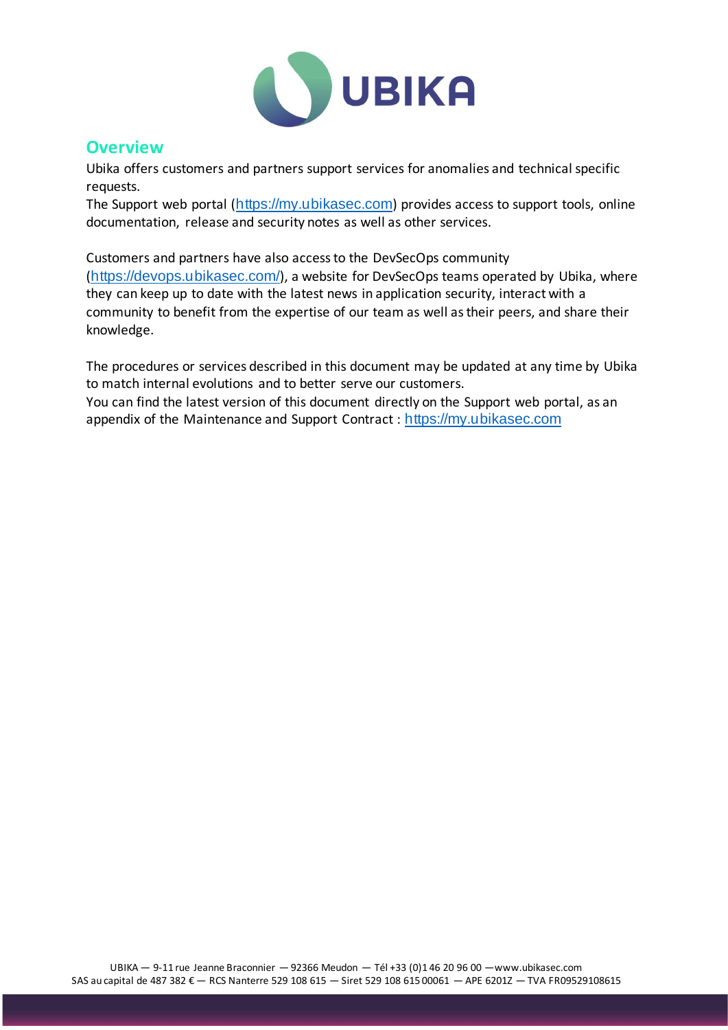## Overview

Ubika offers customers and partners support services for anomalies and technical specific requests.
The Support web portal (https://my.ubikasec.com) provides access to support tools, online documentation, release and security notes as well as other services.

Customers and partners have also access to the DevSecOps community (https://devops.ubikasec.com/), a website for DevSecOps teams operated by Ubika, where they can keep up to date with the latest news in application security, interact with a community to benefit from the expertise of our team as well as their peers, and share their knowledge.

The procedures or services described in this document may be updated at any time by Ubika to match internal evolutions and to better serve our customers.
You can find the latest version of this document directly on the Support web portal, as an appendix of the Maintenance and Support Contract : https://my.ubikasec.com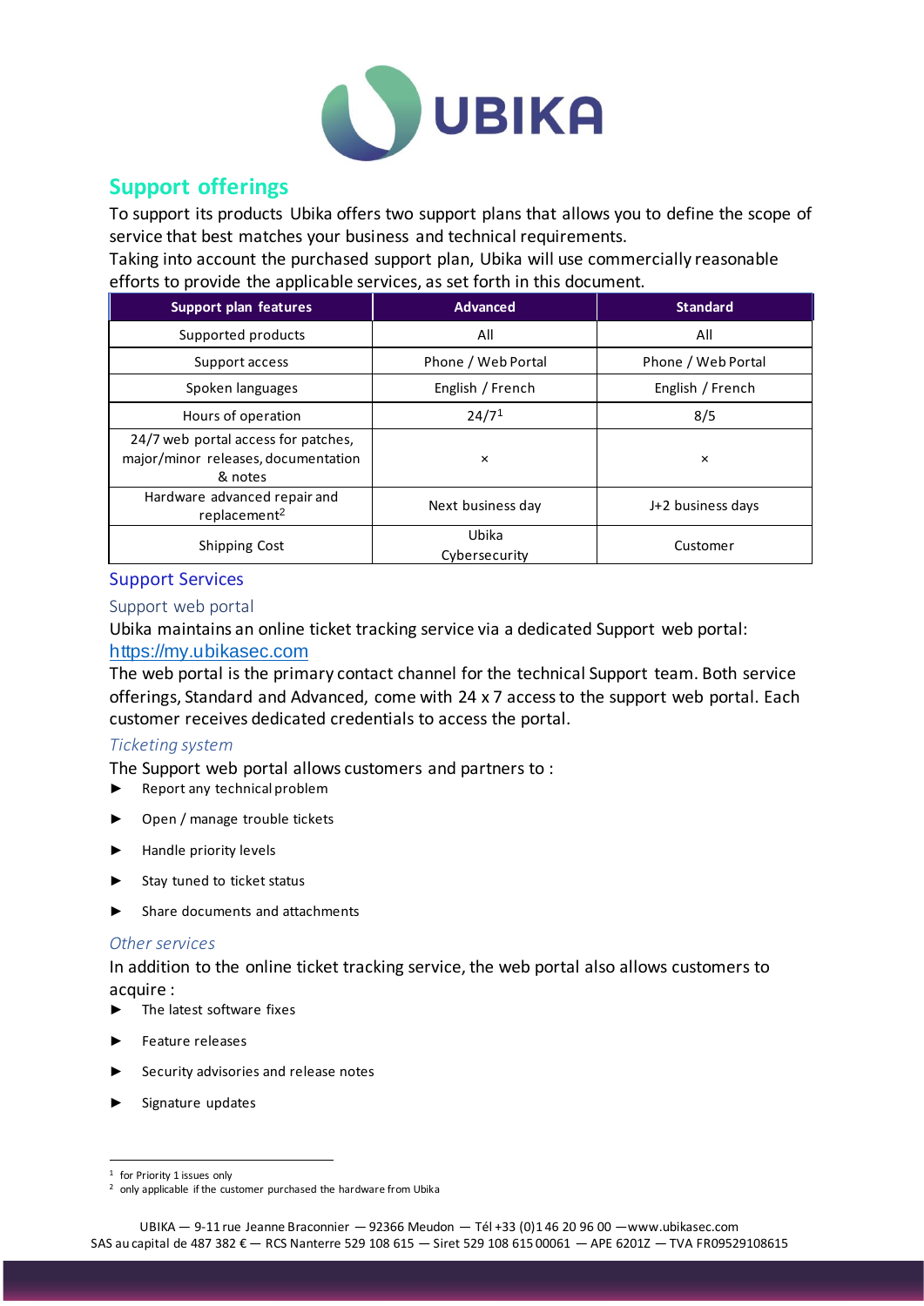## Support offerings

To support its products Ubika offers two support plans that allows you to define the scope of service that best matches your business and technical requirements.
Taking into account the purchased support plan, Ubika will use commercially reasonable efforts to provide the applicable services, as set forth in this document.

| Support plan features | Advanced | Standard |
|---|---|---|
| Supported products | All | All |
| Support access | Phone / Web Portal | Phone / Web Portal |
| Spoken languages | English / French | English / French |
| Hours of operation | 24/7[1] | 8/5 |
| 24/7 web portal access for patches, major/minor releases, documentation & notes | × | × |
| Hardware advanced repair and replacement[2] | Next business day | J+2 business days |
| Shipping Cost | Ubika Cybersecurity | Customer |

### Support Services

#### Support web portal

Ubika maintains an online ticket tracking service via a dedicated Support web portal: https://my.ubikasec.com
The web portal is the primary contact channel for the technical Support team. Both service offerings, Standard and Advanced, come with 24 x 7 access to the support web portal. Each customer receives dedicated credentials to access the portal.

##### *Ticketing system*

The Support web portal allows customers and partners to :

- Report any technical problem
- Open / manage trouble tickets
- Handle priority levels
- Stay tuned to ticket status
- Share documents and attachments

##### *Other services*

In addition to the online ticket tracking service, the web portal also allows customers to acquire :

- The latest software fixes
- Feature releases
- Security advisories and release notes
- Signature updates

[1] for Priority 1 issues only
[2] only applicable if the customer purchased the hardware from Ubika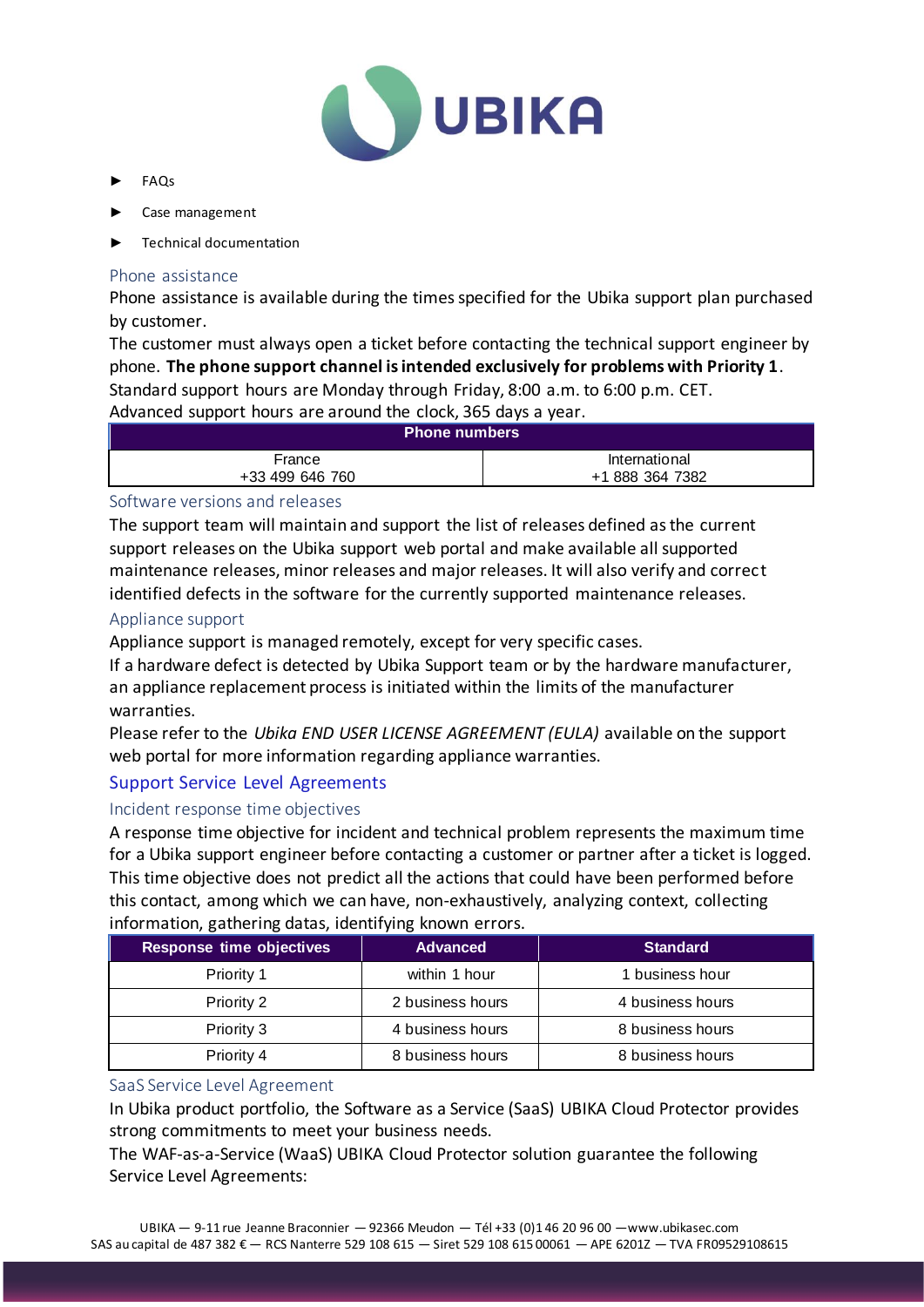- FAQs
- Case management
- Technical documentation

### Phone assistance

Phone assistance is available during the times specified for the Ubika support plan purchased by customer.

The customer must always open a ticket before contacting the technical support engineer by phone. **The phone support channel is intended exclusively for problems with Priority 1**.

Standard support hours are Monday through Friday, 8:00 a.m. to 6:00 p.m. CET.

Advanced support hours are around the clock, 365 days a year.

| Phone numbers | |
|---|---|
| France<br>+33 499 646 760 | International<br>+1 888 364 7382 |

### Software versions and releases

The support team will maintain and support the list of releases defined as the current support releases on the Ubika support web portal and make available all supported maintenance releases, minor releases and major releases. It will also verify and correct identified defects in the software for the currently supported maintenance releases.

### Appliance support

Appliance support is managed remotely, except for very specific cases.

If a hardware defect is detected by Ubika Support team or by the hardware manufacturer, an appliance replacement process is initiated within the limits of the manufacturer warranties.

Please refer to the *Ubika END USER LICENSE AGREEMENT (EULA)* available on the support web portal for more information regarding appliance warranties.

## Support Service Level Agreements

### Incident response time objectives

A response time objective for incident and technical problem represents the maximum time for a Ubika support engineer before contacting a customer or partner after a ticket is logged. This time objective does not predict all the actions that could have been performed before this contact, among which we can have, non-exhaustively, analyzing context, collecting information, gathering datas, identifying known errors.

| Response time objectives | Advanced | Standard |
|---|---|---|
| Priority 1 | within 1 hour | 1 business hour |
| Priority 2 | 2 business hours | 4 business hours |
| Priority 3 | 4 business hours | 8 business hours |
| Priority 4 | 8 business hours | 8 business hours |

### SaaS Service Level Agreement

In Ubika product portfolio, the Software as a Service (SaaS) UBIKA Cloud Protector provides strong commitments to meet your business needs.

The WAF-as-a-Service (WaaS) UBIKA Cloud Protector solution guarantee the following Service Level Agreements: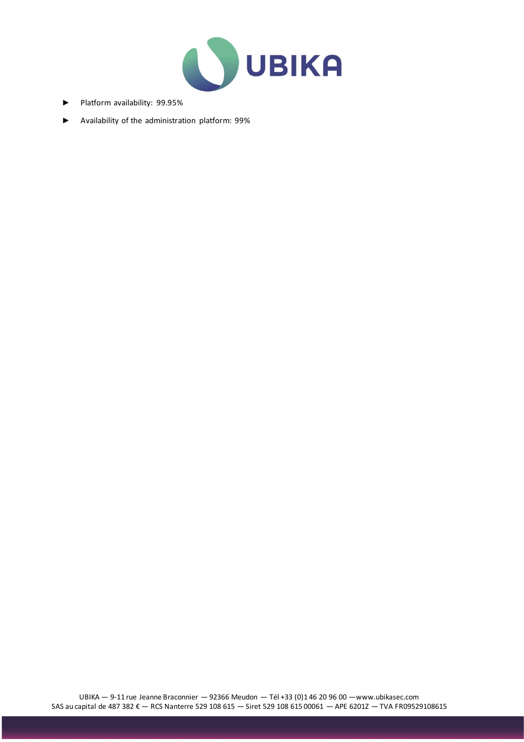- Platform availability: 99.95%
- Availability of the administration platform: 99%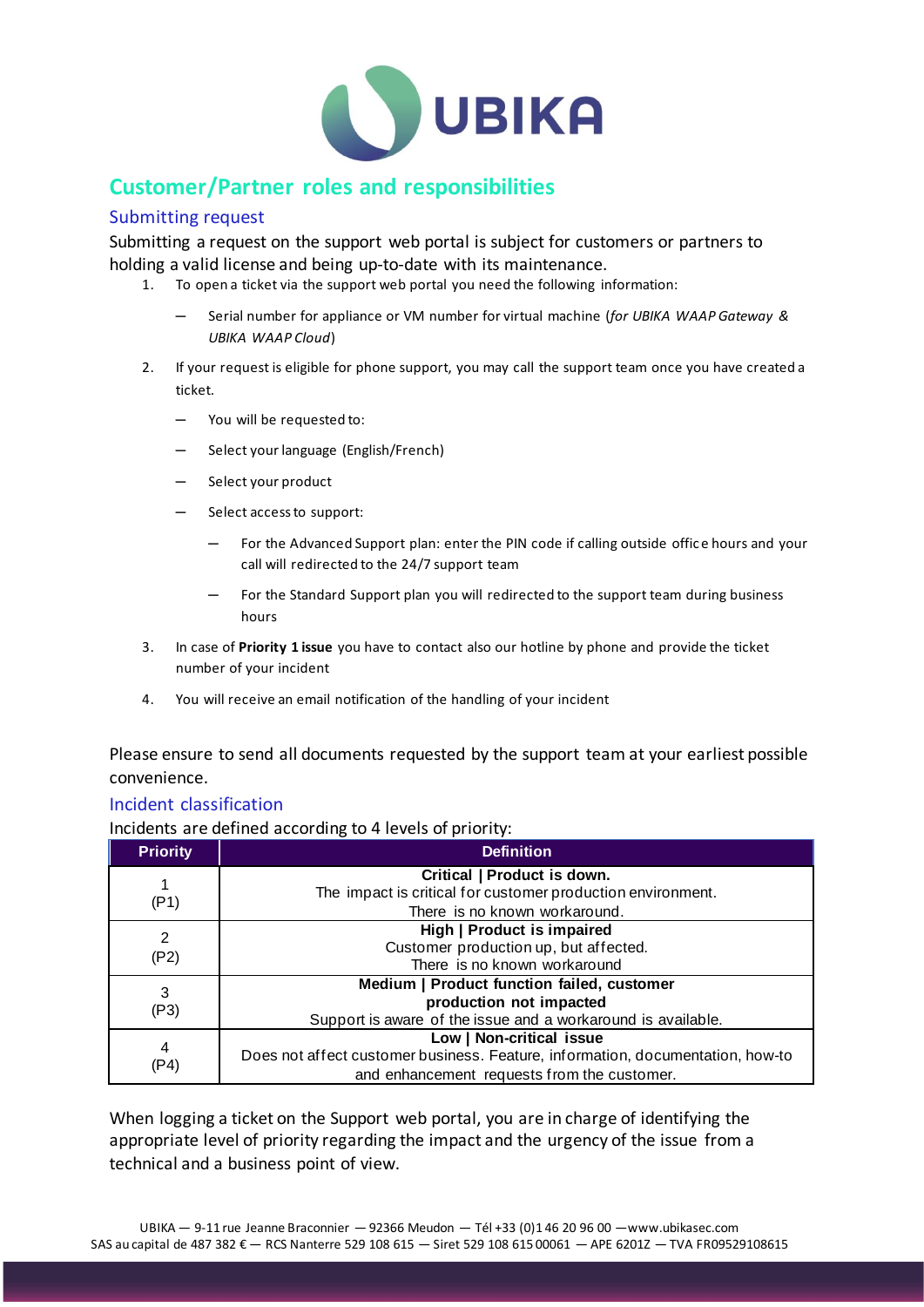## Customer/Partner roles and responsibilities

### Submitting request

Submitting a request on the support web portal is subject for customers or partners to holding a valid license and being up-to-date with its maintenance.

1. To open a ticket via the support web portal you need the following information:
   - Serial number for appliance or VM number for virtual machine (*for UBIKA WAAP Gateway & UBIKA WAAP Cloud*)
2. If your request is eligible for phone support, you may call the support team once you have created a ticket.
   - You will be requested to:
   - Select your language (English/French)
   - Select your product
   - Select access to support:
     - For the Advanced Support plan: enter the PIN code if calling outside office hours and your call will redirected to the 24/7 support team
     - For the Standard Support plan you will redirected to the support team during business hours
3. In case of **Priority 1 issue** you have to contact also our hotline by phone and provide the ticket number of your incident
4. You will receive an email notification of the handling of your incident

Please ensure to send all documents requested by the support team at your earliest possible convenience.

### Incident classification

Incidents are defined according to 4 levels of priority:

| Priority | Definition |
|---|---|
| 1 (P1) | **Critical \| Product is down.** The impact is critical for customer production environment. There is no known workaround. |
| 2 (P2) | **High \| Product is impaired** Customer production up, but affected. There is no known workaround |
| 3 (P3) | **Medium \| Product function failed, customer production not impacted** Support is aware of the issue and a workaround is available. |
| 4 (P4) | **Low \| Non-critical issue** Does not affect customer business. Feature, information, documentation, how-to and enhancement requests from the customer. |

When logging a ticket on the Support web portal, you are in charge of identifying the appropriate level of priority regarding the impact and the urgency of the issue from a technical and a business point of view.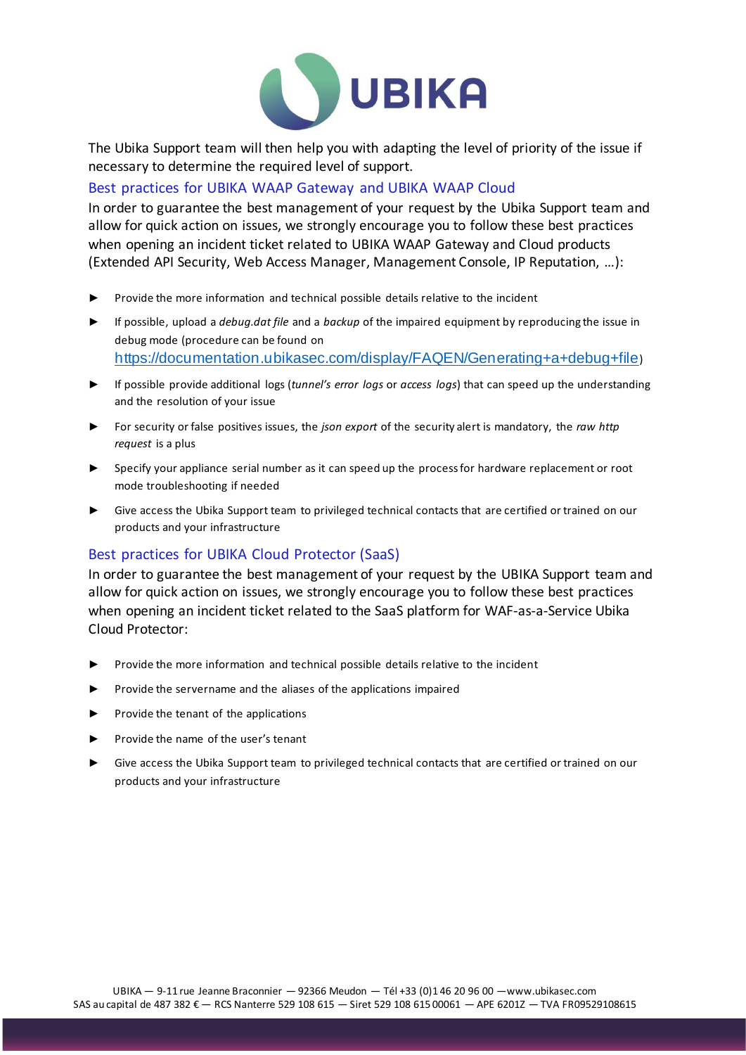The Ubika Support team will then help you with adapting the level of priority of the issue if necessary to determine the required level of support.

## Best practices for UBIKA WAAP Gateway and UBIKA WAAP Cloud

In order to guarantee the best management of your request by the Ubika Support team and allow for quick action on issues, we strongly encourage you to follow these best practices when opening an incident ticket related to UBIKA WAAP Gateway and Cloud products (Extended API Security, Web Access Manager, Management Console, IP Reputation, …):

- Provide the more information and technical possible details relative to the incident
- If possible, upload a *debug.dat file* and a *backup* of the impaired equipment by reproducing the issue in debug mode (procedure can be found on https://documentation.ubikasec.com/display/FAQEN/Generating+a+debug+file)
- If possible provide additional logs (*tunnel's error logs* or *access logs*) that can speed up the understanding and the resolution of your issue
- For security or false positives issues, the *json export* of the security alert is mandatory, the *raw http request* is a plus
- Specify your appliance serial number as it can speed up the process for hardware replacement or root mode troubleshooting if needed
- Give access the Ubika Support team to privileged technical contacts that are certified or trained on our products and your infrastructure

## Best practices for UBIKA Cloud Protector (SaaS)

In order to guarantee the best management of your request by the UBIKA Support team and allow for quick action on issues, we strongly encourage you to follow these best practices when opening an incident ticket related to the SaaS platform for WAF-as-a-Service Ubika Cloud Protector:

- Provide the more information and technical possible details relative to the incident
- Provide the servername and the aliases of the applications impaired
- Provide the tenant of the applications
- Provide the name of the user's tenant
- Give access the Ubika Support team to privileged technical contacts that are certified or trained on our products and your infrastructure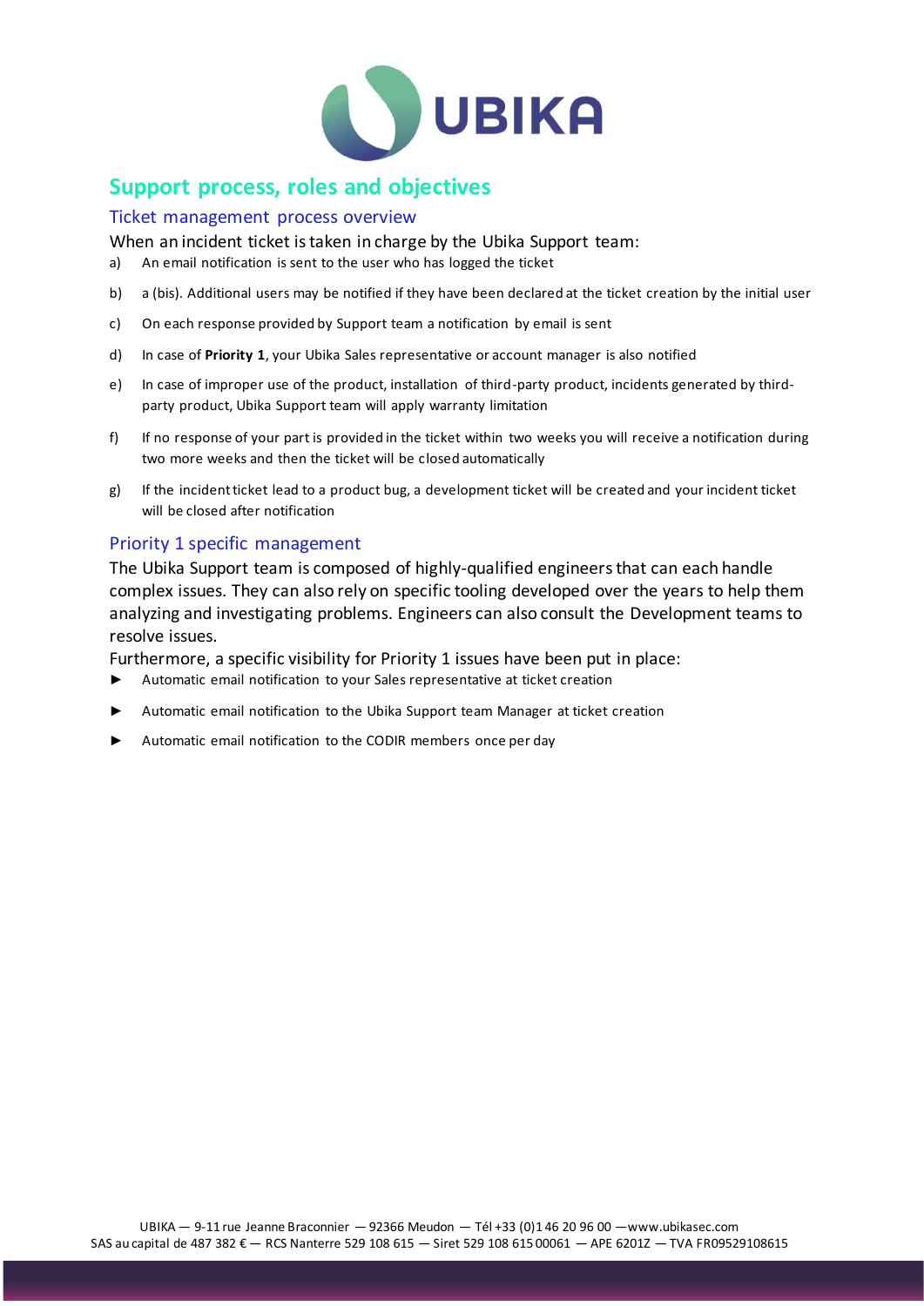## Support process, roles and objectives

### Ticket management process overview

When an incident ticket is taken in charge by the Ubika Support team:

a) An email notification is sent to the user who has logged the ticket

b) a (bis). Additional users may be notified if they have been declared at the ticket creation by the initial user

c) On each response provided by Support team a notification by email is sent

d) In case of **Priority 1**, your Ubika Sales representative or account manager is also notified

e) In case of improper use of the product, installation of third-party product, incidents generated by third-party product, Ubika Support team will apply warranty limitation

f) If no response of your part is provided in the ticket within two weeks you will receive a notification during two more weeks and then the ticket will be closed automatically

g) If the incident ticket lead to a product bug, a development ticket will be created and your incident ticket will be closed after notification

### Priority 1 specific management

The Ubika Support team is composed of highly-qualified engineers that can each handle complex issues. They can also rely on specific tooling developed over the years to help them analyzing and investigating problems. Engineers can also consult the Development teams to resolve issues.

Furthermore, a specific visibility for Priority 1 issues have been put in place:

- Automatic email notification to your Sales representative at ticket creation
- Automatic email notification to the Ubika Support team Manager at ticket creation
- Automatic email notification to the CODIR members once per day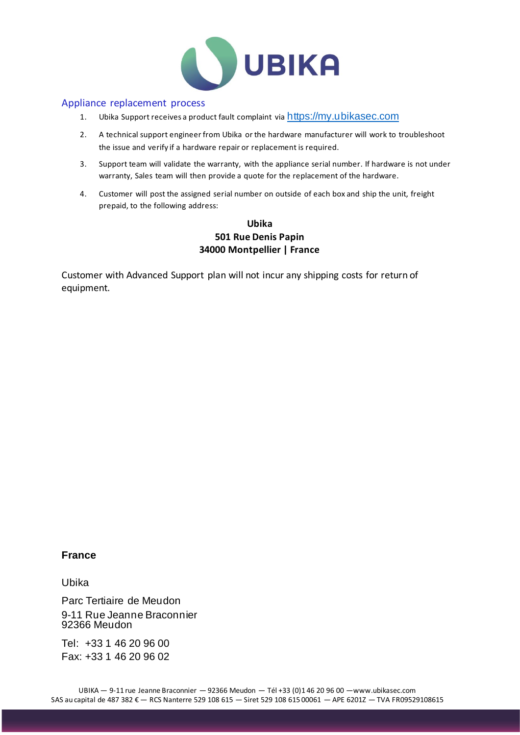## Appliance replacement process

1. Ubika Support receives a product fault complaint via https://my.ubikasec.com
2. A technical support engineer from Ubika or the hardware manufacturer will work to troubleshoot the issue and verify if a hardware repair or replacement is required.
3. Support team will validate the warranty, with the appliance serial number. If hardware is not under warranty, Sales team will then provide a quote for the replacement of the hardware.
4. Customer will post the assigned serial number on outside of each box and ship the unit, freight prepaid, to the following address:

**Ubika**
**501 Rue Denis Papin**
**34000 Montpellier | France**

Customer with Advanced Support plan will not incur any shipping costs for return of equipment.

**France**

Ubika

Parc Tertiaire de Meudon
9-11 Rue Jeanne Braconnier
92366 Meudon

Tel: +33 1 46 20 96 00
Fax: +33 1 46 20 96 02